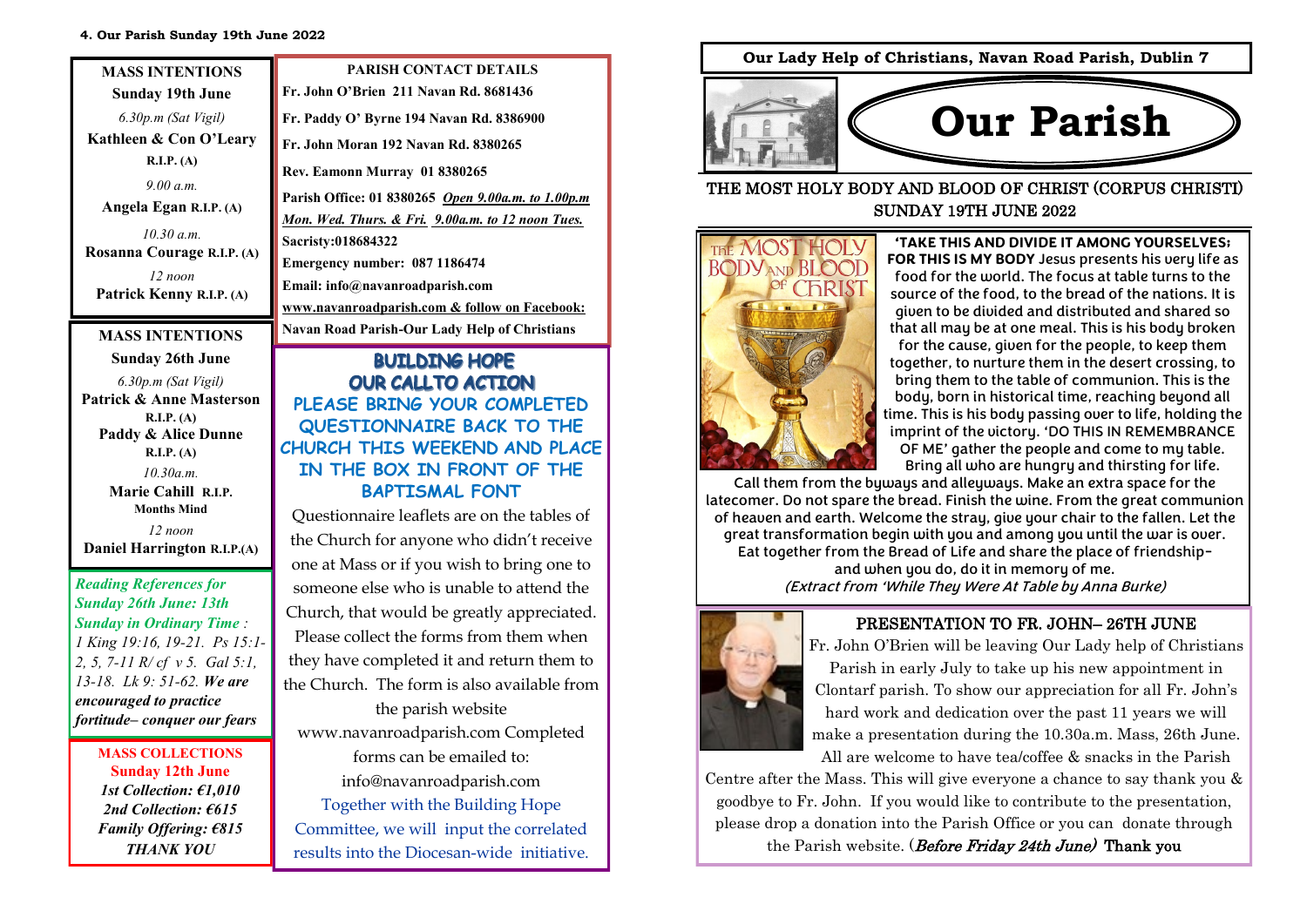# Our Parish

**Our Lady Help of Christians, Navan Road Parish, Dublin 7**

## THE MOST HOLY BODY AND BLOOD OF CHRIST (CORPUS CHRISTI) SUNDAY 19TH JUNE 2022

**'TAKE THIS AND DIVIDE IT AMONG YOURSELVES; FOR THIS IS MY BODY** Jesus presents his very life as food for the world. The focus at table turns to the source of the food, to the bread of the nations. It is given to be divided and distributed and shared so that all may be at one meal. This is his body broken for the cause, given for the people, to keep them together, to nurture them in the desert crossing, to bring them to the table of communion. This is the body, born in historical time, reaching beyond all time. This is his body passing over to life, holding the imprint of the victory. 'DO THIS IN REMEMBRANCE OF ME' gather the people and come to my table. Bring all who are hungry and thirsting for life. Call them from the byways and alleyways. Make an extra space for the latecomer. Do not spare the bread. Finish the wine. From the great communion of heaven and earth. Welcome the stray, give your chair to the fallen. Let the great transformation begin with you and among you until the war is over. Eat together from the Bread of Life and share the place of friendship-and when you do, do it in memory of me.

*(Extract from 'While They Were At Table by Anna Burke)*

### PRESENTATION TO FR. JOHN– 26TH JUNE

Fr. John O'Brien will be leaving Our Lady help of Christians Parish in early July to take up his new appointment in Clontarf parish. To show our appreciation for all Fr. John's hard work and dedication over the past 11 years we will make a presentation during the 10.30a.m. Mass, 26th June. All are welcome to have tea/coffee & snacks in the Parish Centre after the Mass. This will give everyone a chance to say thank you & goodbye to Fr. John. If you would like to contribute to the presentation, please drop a donation into the Parish Office or you can donate through the Parish website. (*Before Friday 24th June)* Thank you

---

**4. Our Parish Sunday 19th June 2022**

### MASS INTENTIONS

**Sunday 19th June**

*6.30p.m (Sat Vigil)*
**Kathleen & Con O'Leary R.I.P. (A)**

*9.00 a.m.*
**Angela Egan R.I.P. (A)**

*10.30 a.m.*
**Rosanna Courage R.I.P. (A)**

*12 noon*
**Patrick Kenny R.I.P. (A)**

### MASS INTENTIONS

**Sunday 26th June**

*6.30p.m (Sat Vigil)*
**Patrick & Anne Masterson R.I.P. (A)**
**Paddy & Alice Dunne R.I.P. (A)**

*10.30a.m.*
**Marie Cahill R.I.P. Months Mind**

*12 noon*
**Daniel Harrington R.I.P.(A)**

*Reading References for Sunday 26th June: 13th Sunday in Ordinary Time : 1 King 19:16, 19-21. Ps 15:1-2, 5, 7-11 R/ cf v 5. Gal 5:1, 13-18. Lk 9: 51-62.* ***We are encouraged to practice fortitude– conquer our fears***

### MASS COLLECTIONS

**Sunday 12th June**
***1st Collection: €1,010***
***2nd Collection: €615***
***Family Offering: €815***
***THANK YOU***

### PARISH CONTACT DETAILS

**Fr. John O'Brien 211 Navan Rd. 8681436**
**Fr. Paddy O' Byrne 194 Navan Rd. 8386900**
**Fr. John Moran 192 Navan Rd. 8380265**
**Rev. Eamonn Murray 01 8380265**
**Parish Office: 01 8380265** ***Open 9.00a.m. to 1.00p.m Mon. Wed. Thurs. & Fri. 9.00a.m. to 12 noon Tues.***
**Sacristy:018684322**
**Emergency number: 087 1186474**
**Email: info@navanroadparish.com**
**www.navanroadparish.com & follow on Facebook: Navan Road Parish-Our Lady Help of Christians**

### BUILDING HOPE
### OUR CALLTO ACTION

**PLEASE BRING YOUR COMPLETED QUESTIONNAIRE BACK TO THE CHURCH THIS WEEKEND AND PLACE IN THE BOX IN FRONT OF THE BAPTISMAL FONT**

Questionnaire leaflets are on the tables of the Church for anyone who didn't receive one at Mass or if you wish to bring one to someone else who is unable to attend the Church, that would be greatly appreciated. Please collect the forms from them when they have completed it and return them to the Church. The form is also available from the parish website www.navanroadparish.com Completed forms can be emailed to: info@navanroadparish.com Together with the Building Hope Committee, we will input the correlated results into the Diocesan-wide initiative.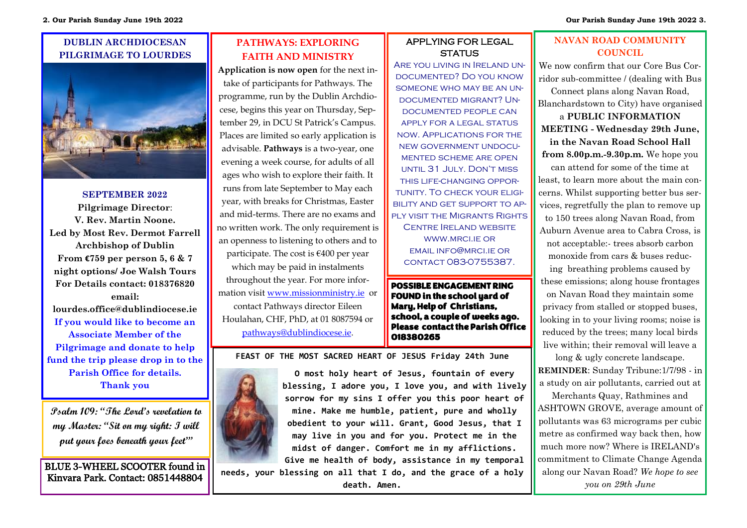## DUBLIN ARCHDIOCESAN PILGRIMAGE TO LOURDES

**SEPTEMBER 2022**

**Pilgrimage Director**:
**V. Rev. Martin Noone.**
**Led by Most Rev. Dermot Farrell Archbishop of Dublin**
**From €759 per person 5, 6 & 7 night options/ Joe Walsh Tours**
**For Details contact: 018376820**
**email: lourdes.office@dublindiocese.ie**

**If you would like to become an Associate Member of the Pilgrimage and donate to help fund the trip please drop in to the Parish Office for details. Thank you**

***Psalm 109: "The Lord's revelation to my Master: "Sit on my right: I will put your foes beneath your feet'"***

BLUE 3-WHEEL SCOOTER found in Kinvara Park. Contact: 0851448804

## PATHWAYS: EXPLORING FAITH AND MINISTRY

**Application is now open** for the next intake of participants for Pathways. The programme, run by the Dublin Archdiocese, begins this year on Thursday, September 29, in DCU St Patrick's Campus. Places are limited so early application is advisable. **Pathways** is a two-year, one evening a week course, for adults of all ages who wish to explore their faith. It runs from late September to May each year, with breaks for Christmas, Easter and mid-terms. There are no exams and no written work. The only requirement is an openness to listening to others and to participate. The cost is €400 per year which may be paid in instalments throughout the year. For more information visit www.missionministry.ie or contact Pathways director Eileen Houlahan, CHF, PhD, at 01 8087594 or pathways@dublindiocese.ie.

## APPLYING FOR LEGAL STATUS

Are you living in Ireland undocumented? Do you know someone who may be an undocumented migrant? Undocumented people can apply for a legal status now. Applications for the new government undocumented scheme are open until 31 July. Don't miss this life-changing opportunity. To check your eligibility and get support to apply visit the Migrants Rights Centre Ireland website www.mrci.ie or email info@mrci.ie or contact 083-0755387.

**POSSIBLE ENGAGEMENT RING FOUND in the school yard of Mary, Help of Christians, school, a couple of weeks ago. Please contact the Parish Office 018380265**

## FEAST OF THE MOST SACRED HEART OF JESUS Friday 24th June

**O most holy heart of Jesus, fountain of every blessing, I adore you, I love you, and with lively sorrow for my sins I offer you this poor heart of mine. Make me humble, patient, pure and wholly obedient to your will. Grant, Good Jesus, that I may live in you and for you. Protect me in the midst of danger. Comfort me in my afflictions. Give me health of body, assistance in my temporal needs, your blessing on all that I do, and the grace of a holy death. Amen.**

## NAVAN ROAD COMMUNITY COUNCIL

We now confirm that our Core Bus Corridor sub-committee / (dealing with Bus Connect plans along Navan Road, Blanchardstown to City) have organised a **PUBLIC INFORMATION MEETING - Wednesday 29th June, in the Navan Road School Hall from 8.00p.m.-9.30p.m.** We hope you can attend for some of the time at least, to learn more about the main concerns. Whilst supporting better bus services, regretfully the plan to remove up to 150 trees along Navan Road, from Auburn Avenue area to Cabra Cross, is not acceptable:- trees absorb carbon monoxide from cars & buses reducing breathing problems caused by these emissions; along house frontages on Navan Road they maintain some privacy from stalled or stopped buses, looking in to your living rooms; noise is reduced by the trees; many local birds live within; their removal will leave a long & ugly concrete landscape.

**REMINDER**: Sunday Tribune:1/7/98 - in a study on air pollutants, carried out at Merchants Quay, Rathmines and ASHTOWN GROVE, average amount of pollutants was 63 micrograms per cubic metre as confirmed way back then, how much more now? Where is IRELAND's commitment to Climate Change Agenda along our Navan Road? *We hope to see you on 29th June*